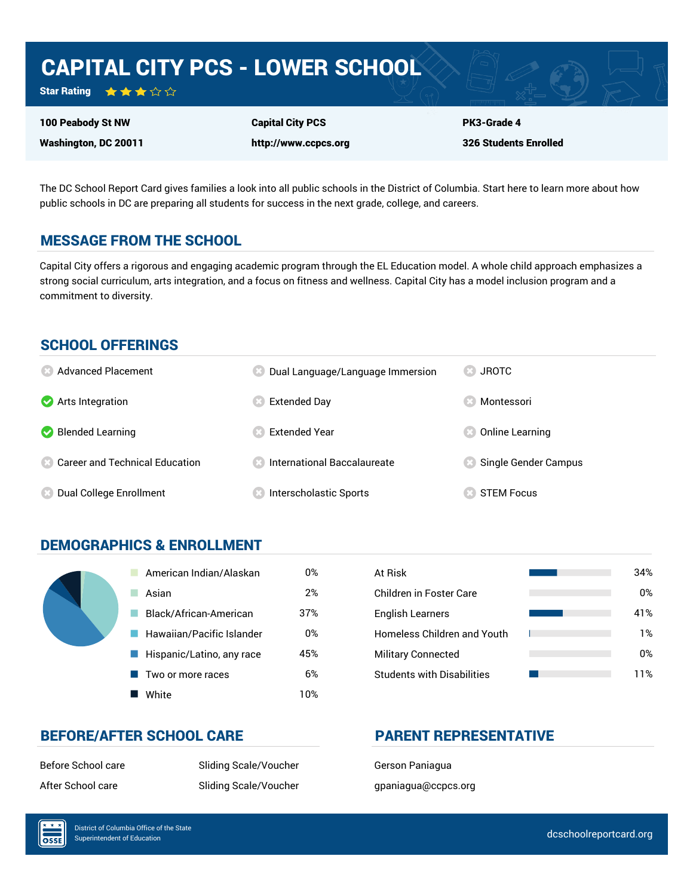# CAPITAL CITY PCS - LOWER SCHOOL

**Star Rating** ★★★☆☆

| | | |
|---|---|---|
| **100 Peabody St NW** | **Capital City PCS** | **PK3-Grade 4** |
| **Washington, DC 20011** | **http://www.ccpcs.org** | **326 Students Enrolled** |

The DC School Report Card gives families a look into all public schools in the District of Columbia. Start here to learn more about how public schools in DC are preparing all students for success in the next grade, college, and careers.

## MESSAGE FROM THE SCHOOL

Capital City offers a rigorous and engaging academic program through the EL Education model. A whole child approach emphasizes a strong social curriculum, arts integration, and a focus on fitness and wellness. Capital City has a model inclusion program and a commitment to diversity.

## SCHOOL OFFERINGS

- ✗ Advanced Placement
- ✓ Arts Integration
- ✓ Blended Learning
- ✗ Career and Technical Education
- ✗ Dual College Enrollment
- ✗ Dual Language/Language Immersion
- ✗ Extended Day
- ✗ Extended Year
- ✗ International Baccalaureate
- ✗ Interscholastic Sports
- ✗ JROTC
- ✗ Montessori
- ✗ Online Learning
- ✗ Single Gender Campus
- ✗ STEM Focus

## DEMOGRAPHICS & ENROLLMENT

| Race/Ethnicity | Percent |
|---|---|
| American Indian/Alaskan | 0% |
| Asian | 2% |
| Black/African-American | 37% |
| Hawaiian/Pacific Islander | 0% |
| Hispanic/Latino, any race | 45% |
| Two or more races | 6% |
| White | 10% |

| Student Group | Percent |
|---|---|
| At Risk | 34% |
| Children in Foster Care | 0% |
| English Learners | 41% |
| Homeless Children and Youth | 1% |
| Military Connected | 0% |
| Students with Disabilities | 11% |

## BEFORE/AFTER SCHOOL CARE

| | |
|---|---|
| Before School care | Sliding Scale/Voucher |
| After School care | Sliding Scale/Voucher |

## PARENT REPRESENTATIVE

Gerson Paniagua

gpaniagua@ccpcs.org

District of Columbia Office of the State Superintendent of Education

dcschoolreportcard.org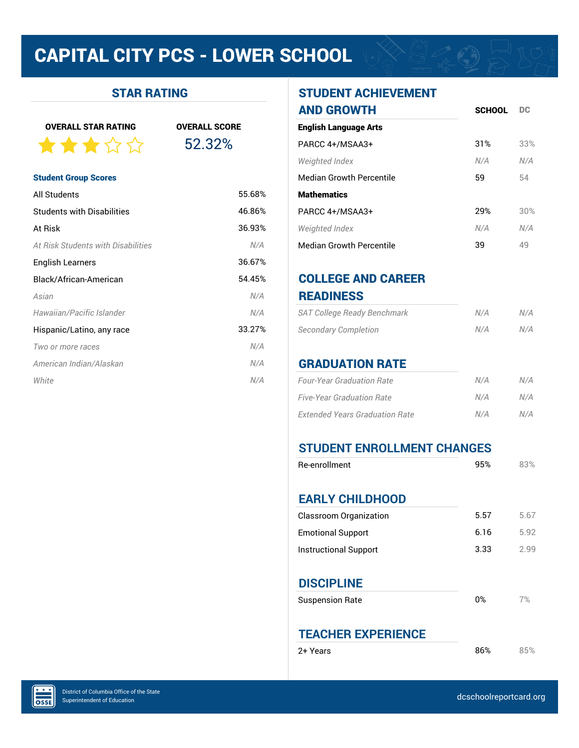# CAPITAL CITY PCS - LOWER SCHOOL

## STAR RATING

**OVERALL STAR RATING**

★★★☆☆

**OVERALL SCORE**

52.32%

### Student Group Scores

| | |
|---|---|
| All Students | 55.68% |
| Students with Disabilities | 46.86% |
| At Risk | 36.93% |
| *At Risk Students with Disabilities* | *N/A* |
| English Learners | 36.67% |
| Black/African-American | 54.45% |
| *Asian* | *N/A* |
| *Hawaiian/Pacific Islander* | *N/A* |
| Hispanic/Latino, any race | 33.27% |
| *Two or more races* | *N/A* |
| *American Indian/Alaskan* | *N/A* |
| *White* | *N/A* |

## STUDENT ACHIEVEMENT AND GROWTH

| | SCHOOL | DC |
|---|---|---|
| **English Language Arts** | | |
| PARCC 4+/MSAA3+ | 31% | 33% |
| *Weighted Index* | *N/A* | *N/A* |
| Median Growth Percentile | 59 | 54 |
| **Mathematics** | | |
| PARCC 4+/MSAA3+ | 29% | 30% |
| *Weighted Index* | *N/A* | *N/A* |
| Median Growth Percentile | 39 | 49 |

## COLLEGE AND CAREER READINESS

| | SCHOOL | DC |
|---|---|---|
| *SAT College Ready Benchmark* | *N/A* | *N/A* |
| *Secondary Completion* | *N/A* | *N/A* |

## GRADUATION RATE

| | SCHOOL | DC |
|---|---|---|
| *Four-Year Graduation Rate* | *N/A* | *N/A* |
| *Five-Year Graduation Rate* | *N/A* | *N/A* |
| *Extended Years Graduation Rate* | *N/A* | *N/A* |

## STUDENT ENROLLMENT CHANGES

| | SCHOOL | DC |
|---|---|---|
| Re-enrollment | 95% | 83% |

## EARLY CHILDHOOD

| | SCHOOL | DC |
|---|---|---|
| Classroom Organization | 5.57 | 5.67 |
| Emotional Support | 6.16 | 5.92 |
| Instructional Support | 3.33 | 2.99 |

## DISCIPLINE

| | SCHOOL | DC |
|---|---|---|
| Suspension Rate | 0% | 7% |

## TEACHER EXPERIENCE

| | SCHOOL | DC |
|---|---|---|
| 2+ Years | 86% | 85% |

District of Columbia Office of the State Superintendent of Education

dcschoolreportcard.org